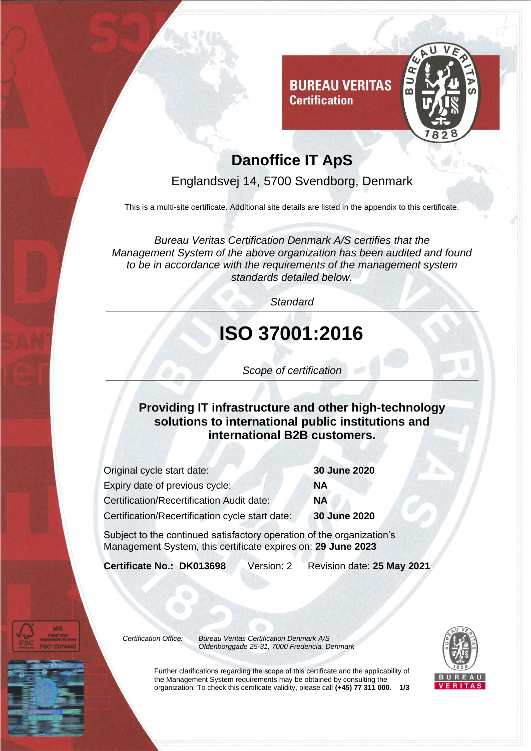BUREAU VERITAS
Certification

# Danoffice IT ApS

Englandsvej 14, 5700 Svendborg, Denmark

This is a multi-site certificate. Additional site details are listed in the appendix to this certificate.

*Bureau Veritas Certification Denmark A/S certifies that the Management System of the above organization has been audited and found to be in accordance with the requirements of the management system standards detailed below.*

*Standard*

# ISO 37001:2016

*Scope of certification*

**Providing IT infrastructure and other high-technology solutions to international public institutions and international B2B customers.**

| | |
|---|---|
| Original cycle start date: | **30 June 2020** |
| Expiry date of previous cycle: | **NA** |
| Certification/Recertification Audit date: | **NA** |
| Certification/Recertification cycle start date: | **30 June 2020** |

Subject to the continued satisfactory operation of the organization's Management System, this certificate expires on: **29 June 2023**

**Certificate No.: DK013698** Version: 2 Revision date: **25 May 2021**

*Certification Office:* *Bureau Veritas Certification Denmark A/S*
*Oldenborggade 25-31, 7000 Fredericia, Denmark*

Further clarifications regarding the scope of this certificate and the applicability of the Management System requirements may be obtained by consulting the organization. To check this certificate validity, please call **(+45) 77 311 000.**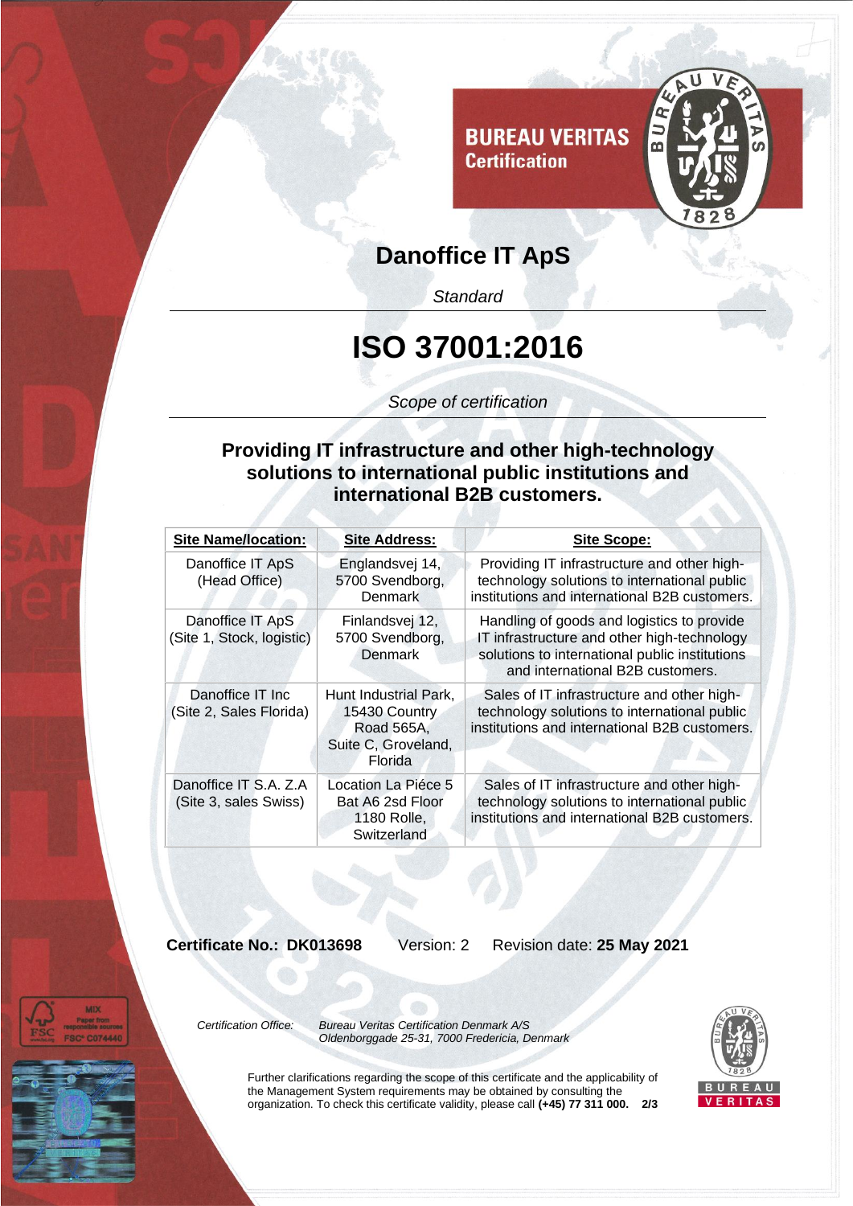BUREAU VERITAS
Certification

# Danoffice IT ApS

*Standard*

# ISO 37001:2016

*Scope of certification*

**Providing IT infrastructure and other high-technology solutions to international public institutions and international B2B customers.**

| Site Name/location: | Site Address: | Site Scope: |
|---|---|---|
| Danoffice IT ApS (Head Office) | Englandsvej 14, 5700 Svendborg, Denmark | Providing IT infrastructure and other high-technology solutions to international public institutions and international B2B customers. |
| Danoffice IT ApS (Site 1, Stock, logistic) | Finlandsvej 12, 5700 Svendborg, Denmark | Handling of goods and logistics to provide IT infrastructure and other high-technology solutions to international public institutions and international B2B customers. |
| Danoffice IT Inc (Site 2, Sales Florida) | Hunt Industrial Park, 15430 Country Road 565A, Suite C, Groveland, Florida | Sales of IT infrastructure and other high-technology solutions to international public institutions and international B2B customers. |
| Danoffice IT S.A. Z.A (Site 3, sales Swiss) | Location La Piéce 5 Bat A6 2sd Floor 1180 Rolle, Switzerland | Sales of IT infrastructure and other high-technology solutions to international public institutions and international B2B customers. |

**Certificate No.: DK013698** Version: 2 Revision date: **25 May 2021**

*Certification Office:* *Bureau Veritas Certification Denmark A/S*
*Oldenborggade 25-31, 7000 Fredericia, Denmark*

Further clarifications regarding the scope of this certificate and the applicability of the Management System requirements may be obtained by consulting the organization. To check this certificate validity, please call **(+45) 77 311 000.**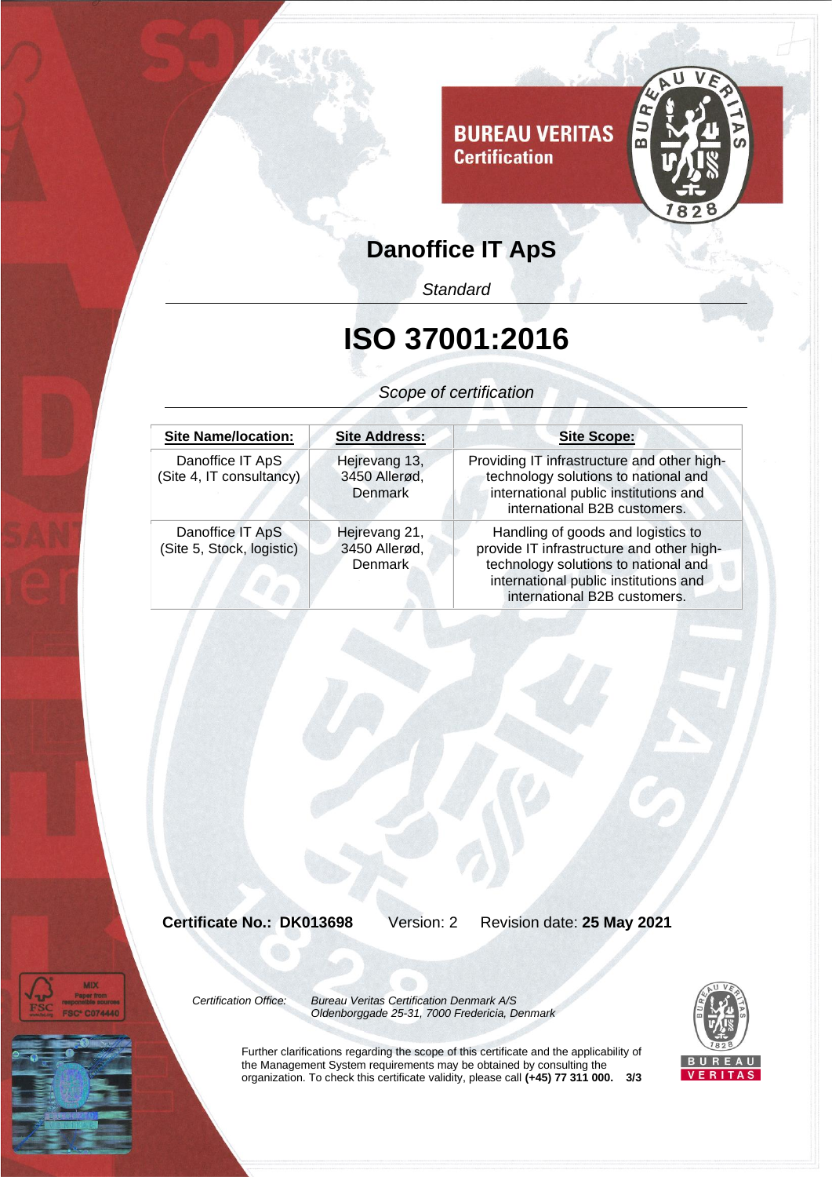BUREAU VERITAS
Certification

# Danoffice IT ApS

*Standard*

# ISO 37001:2016

*Scope of certification*

| Site Name/location: | Site Address: | Site Scope: |
|---|---|---|
| Danoffice IT ApS (Site 4, IT consultancy) | Hejrevang 13, 3450 Allerød, Denmark | Providing IT infrastructure and other high-technology solutions to national and international public institutions and international B2B customers. |
| Danoffice IT ApS (Site 5, Stock, logistic) | Hejrevang 21, 3450 Allerød, Denmark | Handling of goods and logistics to provide IT infrastructure and other high-technology solutions to national and international public institutions and international B2B customers. |

**Certificate No.: DK013698** Version: 2 Revision date: **25 May 2021**

*Certification Office:* *Bureau Veritas Certification Denmark A/S*
*Oldenborggade 25-31, 7000 Fredericia, Denmark*

Further clarifications regarding the scope of this certificate and the applicability of the Management System requirements may be obtained by consulting the organization. To check this certificate validity, please call **(+45) 77 311 000.**